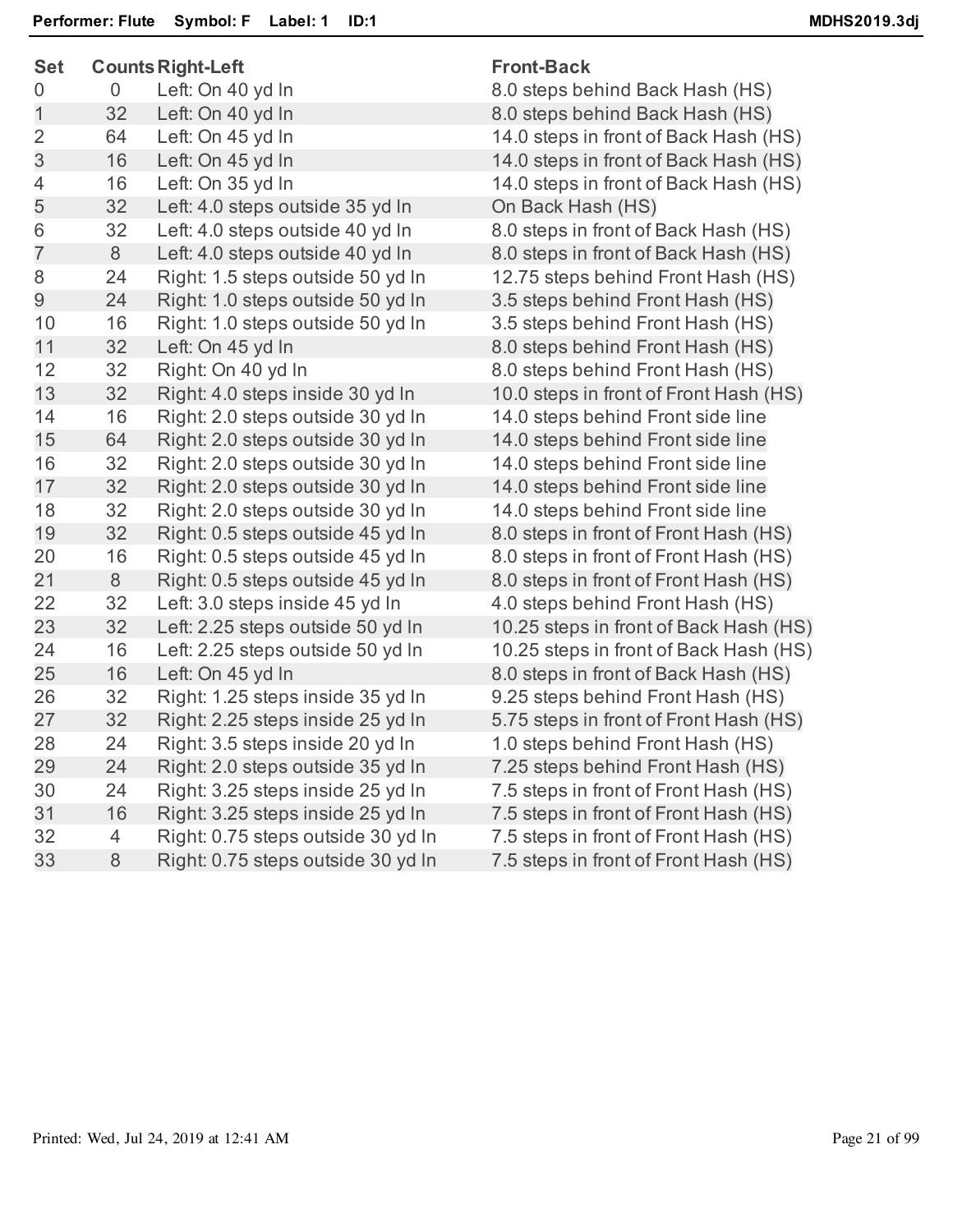**Performer: Flute    Symbol: F    Label: 1    ID:1**

| Set | Counts | Right-Left | Front-Back |
|---|---|---|---|
| 0 | 0 | Left: On 40 yd ln | 8.0 steps behind Back Hash (HS) |
| 1 | 32 | Left: On 40 yd ln | 8.0 steps behind Back Hash (HS) |
| 2 | 64 | Left: On 45 yd ln | 14.0 steps in front of Back Hash (HS) |
| 3 | 16 | Left: On 45 yd ln | 14.0 steps in front of Back Hash (HS) |
| 4 | 16 | Left: On 35 yd ln | 14.0 steps in front of Back Hash (HS) |
| 5 | 32 | Left: 4.0 steps outside 35 yd ln | On Back Hash (HS) |
| 6 | 32 | Left: 4.0 steps outside 40 yd ln | 8.0 steps in front of Back Hash (HS) |
| 7 | 8 | Left: 4.0 steps outside 40 yd ln | 8.0 steps in front of Back Hash (HS) |
| 8 | 24 | Right: 1.5 steps outside 50 yd ln | 12.75 steps behind Front Hash (HS) |
| 9 | 24 | Right: 1.0 steps outside 50 yd ln | 3.5 steps behind Front Hash (HS) |
| 10 | 16 | Right: 1.0 steps outside 50 yd ln | 3.5 steps behind Front Hash (HS) |
| 11 | 32 | Left: On 45 yd ln | 8.0 steps behind Front Hash (HS) |
| 12 | 32 | Right: On 40 yd ln | 8.0 steps behind Front Hash (HS) |
| 13 | 32 | Right: 4.0 steps inside 30 yd ln | 10.0 steps in front of Front Hash (HS) |
| 14 | 16 | Right: 2.0 steps outside 30 yd ln | 14.0 steps behind Front side line |
| 15 | 64 | Right: 2.0 steps outside 30 yd ln | 14.0 steps behind Front side line |
| 16 | 32 | Right: 2.0 steps outside 30 yd ln | 14.0 steps behind Front side line |
| 17 | 32 | Right: 2.0 steps outside 30 yd ln | 14.0 steps behind Front side line |
| 18 | 32 | Right: 2.0 steps outside 30 yd ln | 14.0 steps behind Front side line |
| 19 | 32 | Right: 0.5 steps outside 45 yd ln | 8.0 steps in front of Front Hash (HS) |
| 20 | 16 | Right: 0.5 steps outside 45 yd ln | 8.0 steps in front of Front Hash (HS) |
| 21 | 8 | Right: 0.5 steps outside 45 yd ln | 8.0 steps in front of Front Hash (HS) |
| 22 | 32 | Left: 3.0 steps inside 45 yd ln | 4.0 steps behind Front Hash (HS) |
| 23 | 32 | Left: 2.25 steps outside 50 yd ln | 10.25 steps in front of Back Hash (HS) |
| 24 | 16 | Left: 2.25 steps outside 50 yd ln | 10.25 steps in front of Back Hash (HS) |
| 25 | 16 | Left: On 45 yd ln | 8.0 steps in front of Back Hash (HS) |
| 26 | 32 | Right: 1.25 steps inside 35 yd ln | 9.25 steps behind Front Hash (HS) |
| 27 | 32 | Right: 2.25 steps inside 25 yd ln | 5.75 steps in front of Front Hash (HS) |
| 28 | 24 | Right: 3.5 steps inside 20 yd ln | 1.0 steps behind Front Hash (HS) |
| 29 | 24 | Right: 2.0 steps outside 35 yd ln | 7.25 steps behind Front Hash (HS) |
| 30 | 24 | Right: 3.25 steps inside 25 yd ln | 7.5 steps in front of Front Hash (HS) |
| 31 | 16 | Right: 3.25 steps inside 25 yd ln | 7.5 steps in front of Front Hash (HS) |
| 32 | 4 | Right: 0.75 steps outside 30 yd ln | 7.5 steps in front of Front Hash (HS) |
| 33 | 8 | Right: 0.75 steps outside 30 yd ln | 7.5 steps in front of Front Hash (HS) |

Printed: Wed, Jul 24, 2019 at 12:41 AM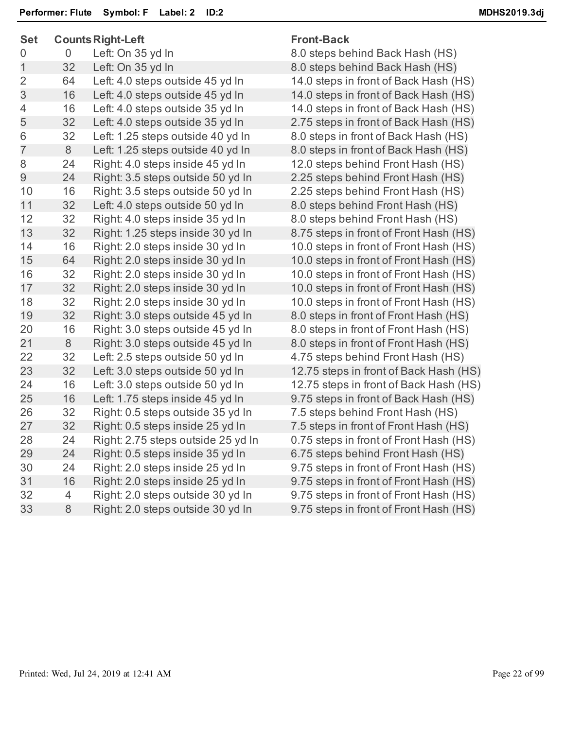**Performer: Flute  Symbol: F  Label: 2  ID:2**

**MDHS2019.3dj**

| Set | Counts | Right-Left | Front-Back |
|---|---|---|---|
| 0 | 0 | Left: On 35 yd ln | 8.0 steps behind Back Hash (HS) |
| 1 | 32 | Left: On 35 yd ln | 8.0 steps behind Back Hash (HS) |
| 2 | 64 | Left: 4.0 steps outside 45 yd ln | 14.0 steps in front of Back Hash (HS) |
| 3 | 16 | Left: 4.0 steps outside 45 yd ln | 14.0 steps in front of Back Hash (HS) |
| 4 | 16 | Left: 4.0 steps outside 35 yd ln | 14.0 steps in front of Back Hash (HS) |
| 5 | 32 | Left: 4.0 steps outside 35 yd ln | 2.75 steps in front of Back Hash (HS) |
| 6 | 32 | Left: 1.25 steps outside 40 yd ln | 8.0 steps in front of Back Hash (HS) |
| 7 | 8 | Left: 1.25 steps outside 40 yd ln | 8.0 steps in front of Back Hash (HS) |
| 8 | 24 | Right: 4.0 steps inside 45 yd ln | 12.0 steps behind Front Hash (HS) |
| 9 | 24 | Right: 3.5 steps outside 50 yd ln | 2.25 steps behind Front Hash (HS) |
| 10 | 16 | Right: 3.5 steps outside 50 yd ln | 2.25 steps behind Front Hash (HS) |
| 11 | 32 | Left: 4.0 steps outside 50 yd ln | 8.0 steps behind Front Hash (HS) |
| 12 | 32 | Right: 4.0 steps inside 35 yd ln | 8.0 steps behind Front Hash (HS) |
| 13 | 32 | Right: 1.25 steps inside 30 yd ln | 8.75 steps in front of Front Hash (HS) |
| 14 | 16 | Right: 2.0 steps inside 30 yd ln | 10.0 steps in front of Front Hash (HS) |
| 15 | 64 | Right: 2.0 steps inside 30 yd ln | 10.0 steps in front of Front Hash (HS) |
| 16 | 32 | Right: 2.0 steps inside 30 yd ln | 10.0 steps in front of Front Hash (HS) |
| 17 | 32 | Right: 2.0 steps inside 30 yd ln | 10.0 steps in front of Front Hash (HS) |
| 18 | 32 | Right: 2.0 steps inside 30 yd ln | 10.0 steps in front of Front Hash (HS) |
| 19 | 32 | Right: 3.0 steps outside 45 yd ln | 8.0 steps in front of Front Hash (HS) |
| 20 | 16 | Right: 3.0 steps outside 45 yd ln | 8.0 steps in front of Front Hash (HS) |
| 21 | 8 | Right: 3.0 steps outside 45 yd ln | 8.0 steps in front of Front Hash (HS) |
| 22 | 32 | Left: 2.5 steps outside 50 yd ln | 4.75 steps behind Front Hash (HS) |
| 23 | 32 | Left: 3.0 steps outside 50 yd ln | 12.75 steps in front of Back Hash (HS) |
| 24 | 16 | Left: 3.0 steps outside 50 yd ln | 12.75 steps in front of Back Hash (HS) |
| 25 | 16 | Left: 1.75 steps inside 45 yd ln | 9.75 steps in front of Back Hash (HS) |
| 26 | 32 | Right: 0.5 steps outside 35 yd ln | 7.5 steps behind Front Hash (HS) |
| 27 | 32 | Right: 0.5 steps inside 25 yd ln | 7.5 steps in front of Front Hash (HS) |
| 28 | 24 | Right: 2.75 steps outside 25 yd ln | 0.75 steps in front of Front Hash (HS) |
| 29 | 24 | Right: 0.5 steps inside 35 yd ln | 6.75 steps behind Front Hash (HS) |
| 30 | 24 | Right: 2.0 steps inside 25 yd ln | 9.75 steps in front of Front Hash (HS) |
| 31 | 16 | Right: 2.0 steps inside 25 yd ln | 9.75 steps in front of Front Hash (HS) |
| 32 | 4 | Right: 2.0 steps outside 30 yd ln | 9.75 steps in front of Front Hash (HS) |
| 33 | 8 | Right: 2.0 steps outside 30 yd ln | 9.75 steps in front of Front Hash (HS) |

Printed: Wed, Jul 24, 2019 at 12:41 AM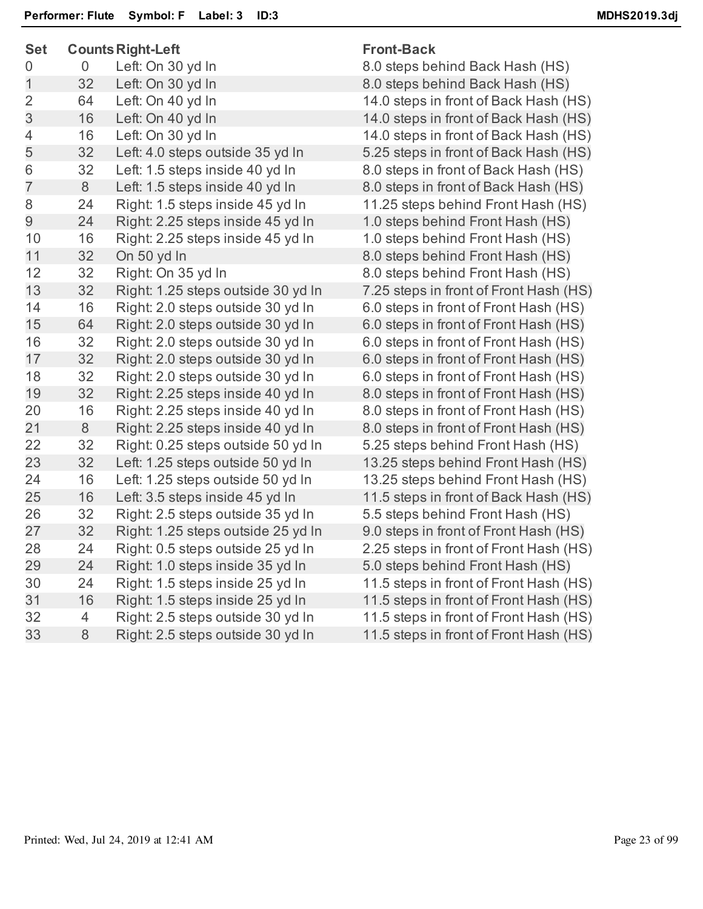**Performer: Flute  Symbol: F  Label: 3  ID:3**  **MDHS2019.3dj**

| Set | Counts | Right-Left | Front-Back |
|---|---|---|---|
| 0 | 0 | Left: On 30 yd ln | 8.0 steps behind Back Hash (HS) |
| 1 | 32 | Left: On 30 yd ln | 8.0 steps behind Back Hash (HS) |
| 2 | 64 | Left: On 40 yd ln | 14.0 steps in front of Back Hash (HS) |
| 3 | 16 | Left: On 40 yd ln | 14.0 steps in front of Back Hash (HS) |
| 4 | 16 | Left: On 30 yd ln | 14.0 steps in front of Back Hash (HS) |
| 5 | 32 | Left: 4.0 steps outside 35 yd ln | 5.25 steps in front of Back Hash (HS) |
| 6 | 32 | Left: 1.5 steps inside 40 yd ln | 8.0 steps in front of Back Hash (HS) |
| 7 | 8 | Left: 1.5 steps inside 40 yd ln | 8.0 steps in front of Back Hash (HS) |
| 8 | 24 | Right: 1.5 steps inside 45 yd ln | 11.25 steps behind Front Hash (HS) |
| 9 | 24 | Right: 2.25 steps inside 45 yd ln | 1.0 steps behind Front Hash (HS) |
| 10 | 16 | Right: 2.25 steps inside 45 yd ln | 1.0 steps behind Front Hash (HS) |
| 11 | 32 | On 50 yd ln | 8.0 steps behind Front Hash (HS) |
| 12 | 32 | Right: On 35 yd ln | 8.0 steps behind Front Hash (HS) |
| 13 | 32 | Right: 1.25 steps outside 30 yd ln | 7.25 steps in front of Front Hash (HS) |
| 14 | 16 | Right: 2.0 steps outside 30 yd ln | 6.0 steps in front of Front Hash (HS) |
| 15 | 64 | Right: 2.0 steps outside 30 yd ln | 6.0 steps in front of Front Hash (HS) |
| 16 | 32 | Right: 2.0 steps outside 30 yd ln | 6.0 steps in front of Front Hash (HS) |
| 17 | 32 | Right: 2.0 steps outside 30 yd ln | 6.0 steps in front of Front Hash (HS) |
| 18 | 32 | Right: 2.0 steps outside 30 yd ln | 6.0 steps in front of Front Hash (HS) |
| 19 | 32 | Right: 2.25 steps inside 40 yd ln | 8.0 steps in front of Front Hash (HS) |
| 20 | 16 | Right: 2.25 steps inside 40 yd ln | 8.0 steps in front of Front Hash (HS) |
| 21 | 8 | Right: 2.25 steps inside 40 yd ln | 8.0 steps in front of Front Hash (HS) |
| 22 | 32 | Right: 0.25 steps outside 50 yd ln | 5.25 steps behind Front Hash (HS) |
| 23 | 32 | Left: 1.25 steps outside 50 yd ln | 13.25 steps behind Front Hash (HS) |
| 24 | 16 | Left: 1.25 steps outside 50 yd ln | 13.25 steps behind Front Hash (HS) |
| 25 | 16 | Left: 3.5 steps inside 45 yd ln | 11.5 steps in front of Back Hash (HS) |
| 26 | 32 | Right: 2.5 steps outside 35 yd ln | 5.5 steps behind Front Hash (HS) |
| 27 | 32 | Right: 1.25 steps outside 25 yd ln | 9.0 steps in front of Front Hash (HS) |
| 28 | 24 | Right: 0.5 steps outside 25 yd ln | 2.25 steps in front of Front Hash (HS) |
| 29 | 24 | Right: 1.0 steps inside 35 yd ln | 5.0 steps behind Front Hash (HS) |
| 30 | 24 | Right: 1.5 steps inside 25 yd ln | 11.5 steps in front of Front Hash (HS) |
| 31 | 16 | Right: 1.5 steps inside 25 yd ln | 11.5 steps in front of Front Hash (HS) |
| 32 | 4 | Right: 2.5 steps outside 30 yd ln | 11.5 steps in front of Front Hash (HS) |
| 33 | 8 | Right: 2.5 steps outside 30 yd ln | 11.5 steps in front of Front Hash (HS) |

Printed: Wed, Jul 24, 2019 at 12:41 AM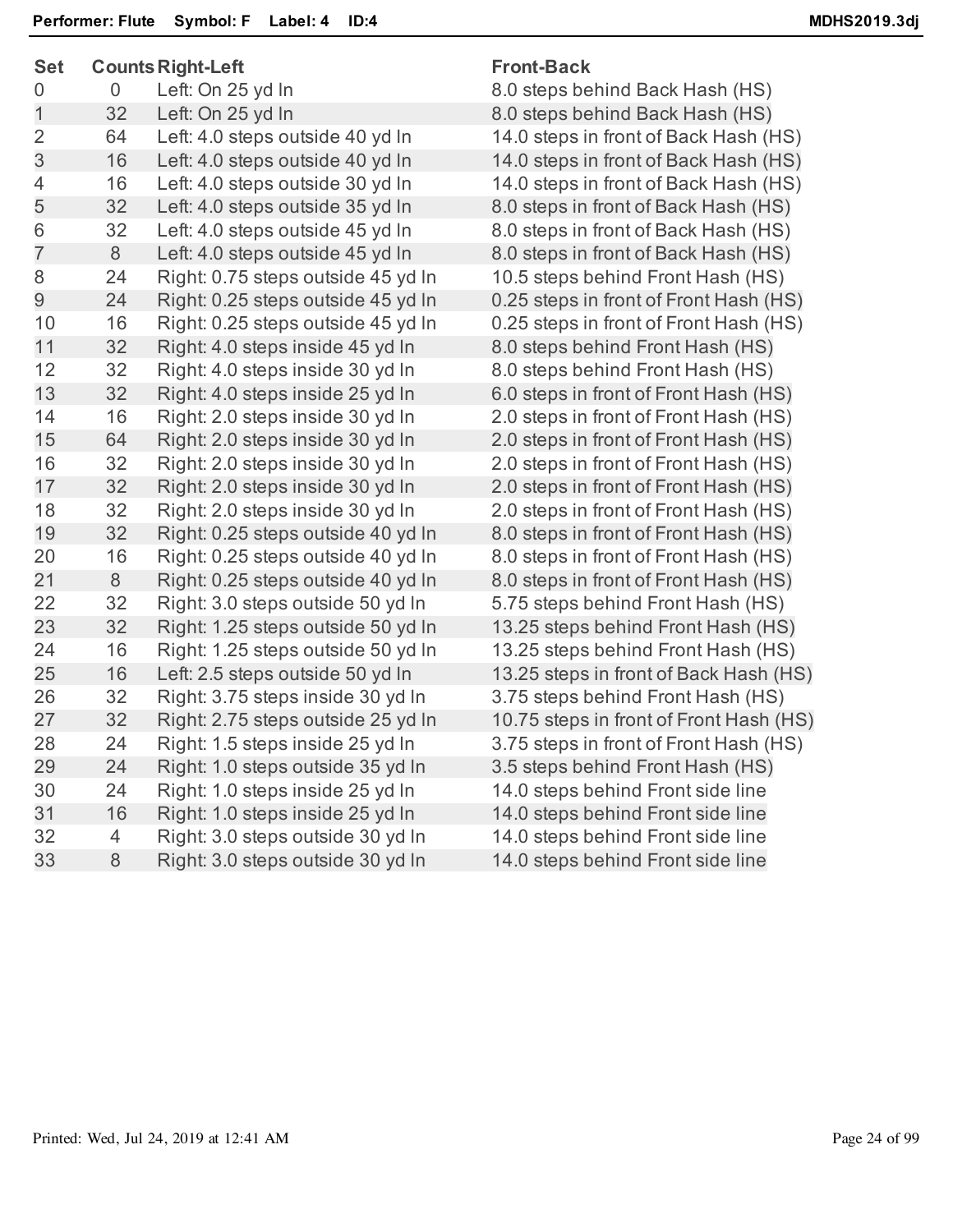**Performer: Flute  Symbol: F  Label: 4  ID:4**  **MDHS2019.3dj**

| Set | Counts | Right-Left | Front-Back |
|---|---|---|---|
| 0 | 0 | Left: On 25 yd ln | 8.0 steps behind Back Hash (HS) |
| 1 | 32 | Left: On 25 yd ln | 8.0 steps behind Back Hash (HS) |
| 2 | 64 | Left: 4.0 steps outside 40 yd ln | 14.0 steps in front of Back Hash (HS) |
| 3 | 16 | Left: 4.0 steps outside 40 yd ln | 14.0 steps in front of Back Hash (HS) |
| 4 | 16 | Left: 4.0 steps outside 30 yd ln | 14.0 steps in front of Back Hash (HS) |
| 5 | 32 | Left: 4.0 steps outside 35 yd ln | 8.0 steps in front of Back Hash (HS) |
| 6 | 32 | Left: 4.0 steps outside 45 yd ln | 8.0 steps in front of Back Hash (HS) |
| 7 | 8 | Left: 4.0 steps outside 45 yd ln | 8.0 steps in front of Back Hash (HS) |
| 8 | 24 | Right: 0.75 steps outside 45 yd ln | 10.5 steps behind Front Hash (HS) |
| 9 | 24 | Right: 0.25 steps outside 45 yd ln | 0.25 steps in front of Front Hash (HS) |
| 10 | 16 | Right: 0.25 steps outside 45 yd ln | 0.25 steps in front of Front Hash (HS) |
| 11 | 32 | Right: 4.0 steps inside 45 yd ln | 8.0 steps behind Front Hash (HS) |
| 12 | 32 | Right: 4.0 steps inside 30 yd ln | 8.0 steps behind Front Hash (HS) |
| 13 | 32 | Right: 4.0 steps inside 25 yd ln | 6.0 steps in front of Front Hash (HS) |
| 14 | 16 | Right: 2.0 steps inside 30 yd ln | 2.0 steps in front of Front Hash (HS) |
| 15 | 64 | Right: 2.0 steps inside 30 yd ln | 2.0 steps in front of Front Hash (HS) |
| 16 | 32 | Right: 2.0 steps inside 30 yd ln | 2.0 steps in front of Front Hash (HS) |
| 17 | 32 | Right: 2.0 steps inside 30 yd ln | 2.0 steps in front of Front Hash (HS) |
| 18 | 32 | Right: 2.0 steps inside 30 yd ln | 2.0 steps in front of Front Hash (HS) |
| 19 | 32 | Right: 0.25 steps outside 40 yd ln | 8.0 steps in front of Front Hash (HS) |
| 20 | 16 | Right: 0.25 steps outside 40 yd ln | 8.0 steps in front of Front Hash (HS) |
| 21 | 8 | Right: 0.25 steps outside 40 yd ln | 8.0 steps in front of Front Hash (HS) |
| 22 | 32 | Right: 3.0 steps outside 50 yd ln | 5.75 steps behind Front Hash (HS) |
| 23 | 32 | Right: 1.25 steps outside 50 yd ln | 13.25 steps behind Front Hash (HS) |
| 24 | 16 | Right: 1.25 steps outside 50 yd ln | 13.25 steps behind Front Hash (HS) |
| 25 | 16 | Left: 2.5 steps outside 50 yd ln | 13.25 steps in front of Back Hash (HS) |
| 26 | 32 | Right: 3.75 steps inside 30 yd ln | 3.75 steps behind Front Hash (HS) |
| 27 | 32 | Right: 2.75 steps outside 25 yd ln | 10.75 steps in front of Front Hash (HS) |
| 28 | 24 | Right: 1.5 steps inside 25 yd ln | 3.75 steps in front of Front Hash (HS) |
| 29 | 24 | Right: 1.0 steps outside 35 yd ln | 3.5 steps behind Front Hash (HS) |
| 30 | 24 | Right: 1.0 steps inside 25 yd ln | 14.0 steps behind Front side line |
| 31 | 16 | Right: 1.0 steps inside 25 yd ln | 14.0 steps behind Front side line |
| 32 | 4 | Right: 3.0 steps outside 30 yd ln | 14.0 steps behind Front side line |
| 33 | 8 | Right: 3.0 steps outside 30 yd ln | 14.0 steps behind Front side line |

Printed: Wed, Jul 24, 2019 at 12:41 AM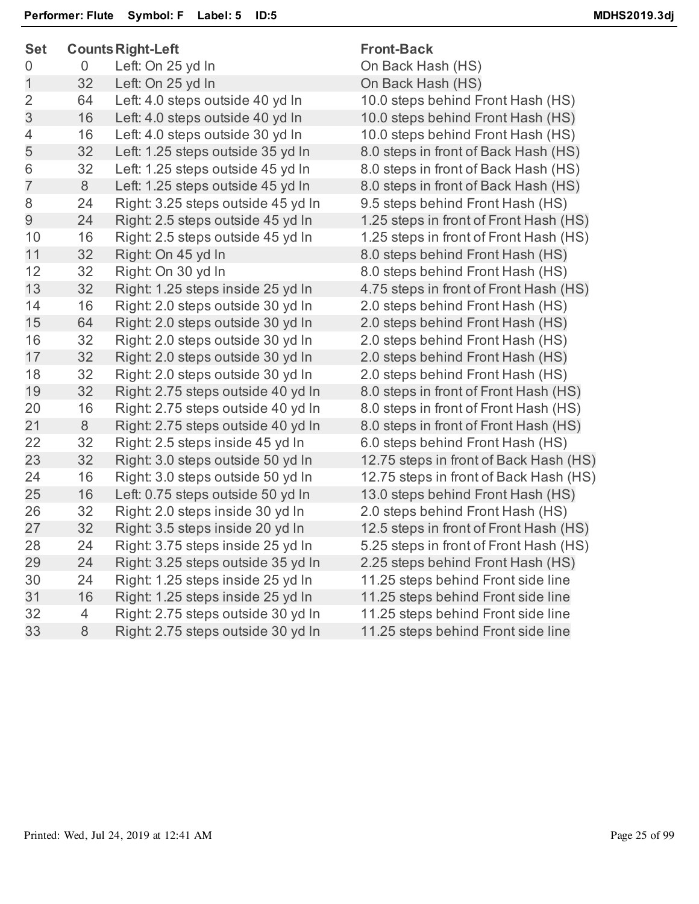**Performer: Flute Symbol: F Label: 5 ID:5**

| Set | Counts | Right-Left | Front-Back |
|---|---|---|---|
| 0 | 0 | Left: On 25 yd ln | On Back Hash (HS) |
| 1 | 32 | Left: On 25 yd ln | On Back Hash (HS) |
| 2 | 64 | Left: 4.0 steps outside 40 yd ln | 10.0 steps behind Front Hash (HS) |
| 3 | 16 | Left: 4.0 steps outside 40 yd ln | 10.0 steps behind Front Hash (HS) |
| 4 | 16 | Left: 4.0 steps outside 30 yd ln | 10.0 steps behind Front Hash (HS) |
| 5 | 32 | Left: 1.25 steps outside 35 yd ln | 8.0 steps in front of Back Hash (HS) |
| 6 | 32 | Left: 1.25 steps outside 45 yd ln | 8.0 steps in front of Back Hash (HS) |
| 7 | 8 | Left: 1.25 steps outside 45 yd ln | 8.0 steps in front of Back Hash (HS) |
| 8 | 24 | Right: 3.25 steps outside 45 yd ln | 9.5 steps behind Front Hash (HS) |
| 9 | 24 | Right: 2.5 steps outside 45 yd ln | 1.25 steps in front of Front Hash (HS) |
| 10 | 16 | Right: 2.5 steps outside 45 yd ln | 1.25 steps in front of Front Hash (HS) |
| 11 | 32 | Right: On 45 yd ln | 8.0 steps behind Front Hash (HS) |
| 12 | 32 | Right: On 30 yd ln | 8.0 steps behind Front Hash (HS) |
| 13 | 32 | Right: 1.25 steps inside 25 yd ln | 4.75 steps in front of Front Hash (HS) |
| 14 | 16 | Right: 2.0 steps outside 30 yd ln | 2.0 steps behind Front Hash (HS) |
| 15 | 64 | Right: 2.0 steps outside 30 yd ln | 2.0 steps behind Front Hash (HS) |
| 16 | 32 | Right: 2.0 steps outside 30 yd ln | 2.0 steps behind Front Hash (HS) |
| 17 | 32 | Right: 2.0 steps outside 30 yd ln | 2.0 steps behind Front Hash (HS) |
| 18 | 32 | Right: 2.0 steps outside 30 yd ln | 2.0 steps behind Front Hash (HS) |
| 19 | 32 | Right: 2.75 steps outside 40 yd ln | 8.0 steps in front of Front Hash (HS) |
| 20 | 16 | Right: 2.75 steps outside 40 yd ln | 8.0 steps in front of Front Hash (HS) |
| 21 | 8 | Right: 2.75 steps outside 40 yd ln | 8.0 steps in front of Front Hash (HS) |
| 22 | 32 | Right: 2.5 steps inside 45 yd ln | 6.0 steps behind Front Hash (HS) |
| 23 | 32 | Right: 3.0 steps outside 50 yd ln | 12.75 steps in front of Back Hash (HS) |
| 24 | 16 | Right: 3.0 steps outside 50 yd ln | 12.75 steps in front of Back Hash (HS) |
| 25 | 16 | Left: 0.75 steps outside 50 yd ln | 13.0 steps behind Front Hash (HS) |
| 26 | 32 | Right: 2.0 steps inside 30 yd ln | 2.0 steps behind Front Hash (HS) |
| 27 | 32 | Right: 3.5 steps inside 20 yd ln | 12.5 steps in front of Front Hash (HS) |
| 28 | 24 | Right: 3.75 steps inside 25 yd ln | 5.25 steps in front of Front Hash (HS) |
| 29 | 24 | Right: 3.25 steps outside 35 yd ln | 2.25 steps behind Front Hash (HS) |
| 30 | 24 | Right: 1.25 steps inside 25 yd ln | 11.25 steps behind Front side line |
| 31 | 16 | Right: 1.25 steps inside 25 yd ln | 11.25 steps behind Front side line |
| 32 | 4 | Right: 2.75 steps outside 30 yd ln | 11.25 steps behind Front side line |
| 33 | 8 | Right: 2.75 steps outside 30 yd ln | 11.25 steps behind Front side line |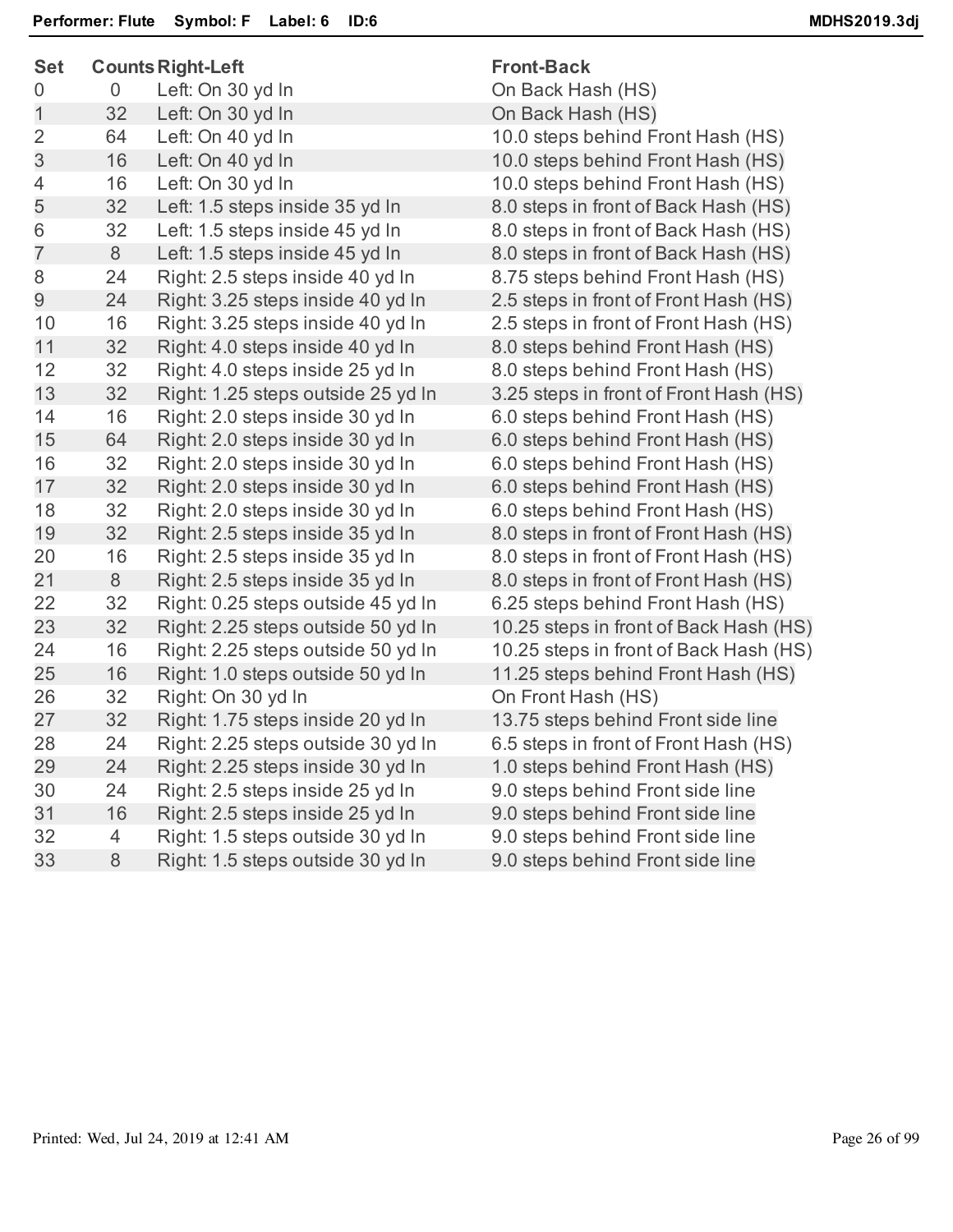**Performer: Flute  Symbol: F  Label: 6  ID:6**  MDHS2019.3dj

| Set | Counts | Right-Left | Front-Back |
|---|---|---|---|
| 0 | 0 | Left: On 30 yd ln | On Back Hash (HS) |
| 1 | 32 | Left: On 30 yd ln | On Back Hash (HS) |
| 2 | 64 | Left: On 40 yd ln | 10.0 steps behind Front Hash (HS) |
| 3 | 16 | Left: On 40 yd ln | 10.0 steps behind Front Hash (HS) |
| 4 | 16 | Left: On 30 yd ln | 10.0 steps behind Front Hash (HS) |
| 5 | 32 | Left: 1.5 steps inside 35 yd ln | 8.0 steps in front of Back Hash (HS) |
| 6 | 32 | Left: 1.5 steps inside 45 yd ln | 8.0 steps in front of Back Hash (HS) |
| 7 | 8 | Left: 1.5 steps inside 45 yd ln | 8.0 steps in front of Back Hash (HS) |
| 8 | 24 | Right: 2.5 steps inside 40 yd ln | 8.75 steps behind Front Hash (HS) |
| 9 | 24 | Right: 3.25 steps inside 40 yd ln | 2.5 steps in front of Front Hash (HS) |
| 10 | 16 | Right: 3.25 steps inside 40 yd ln | 2.5 steps in front of Front Hash (HS) |
| 11 | 32 | Right: 4.0 steps inside 40 yd ln | 8.0 steps behind Front Hash (HS) |
| 12 | 32 | Right: 4.0 steps inside 25 yd ln | 8.0 steps behind Front Hash (HS) |
| 13 | 32 | Right: 1.25 steps outside 25 yd ln | 3.25 steps in front of Front Hash (HS) |
| 14 | 16 | Right: 2.0 steps inside 30 yd ln | 6.0 steps behind Front Hash (HS) |
| 15 | 64 | Right: 2.0 steps inside 30 yd ln | 6.0 steps behind Front Hash (HS) |
| 16 | 32 | Right: 2.0 steps inside 30 yd ln | 6.0 steps behind Front Hash (HS) |
| 17 | 32 | Right: 2.0 steps inside 30 yd ln | 6.0 steps behind Front Hash (HS) |
| 18 | 32 | Right: 2.0 steps inside 30 yd ln | 6.0 steps behind Front Hash (HS) |
| 19 | 32 | Right: 2.5 steps inside 35 yd ln | 8.0 steps in front of Front Hash (HS) |
| 20 | 16 | Right: 2.5 steps inside 35 yd ln | 8.0 steps in front of Front Hash (HS) |
| 21 | 8 | Right: 2.5 steps inside 35 yd ln | 8.0 steps in front of Front Hash (HS) |
| 22 | 32 | Right: 0.25 steps outside 45 yd ln | 6.25 steps behind Front Hash (HS) |
| 23 | 32 | Right: 2.25 steps outside 50 yd ln | 10.25 steps in front of Back Hash (HS) |
| 24 | 16 | Right: 2.25 steps outside 50 yd ln | 10.25 steps in front of Back Hash (HS) |
| 25 | 16 | Right: 1.0 steps outside 50 yd ln | 11.25 steps behind Front Hash (HS) |
| 26 | 32 | Right: On 30 yd ln | On Front Hash (HS) |
| 27 | 32 | Right: 1.75 steps inside 20 yd ln | 13.75 steps behind Front side line |
| 28 | 24 | Right: 2.25 steps outside 30 yd ln | 6.5 steps in front of Front Hash (HS) |
| 29 | 24 | Right: 2.25 steps inside 30 yd ln | 1.0 steps behind Front Hash (HS) |
| 30 | 24 | Right: 2.5 steps inside 25 yd ln | 9.0 steps behind Front side line |
| 31 | 16 | Right: 2.5 steps inside 25 yd ln | 9.0 steps behind Front side line |
| 32 | 4 | Right: 1.5 steps outside 30 yd ln | 9.0 steps behind Front side line |
| 33 | 8 | Right: 1.5 steps outside 30 yd ln | 9.0 steps behind Front side line |

Printed: Wed, Jul 24, 2019 at 12:41 AM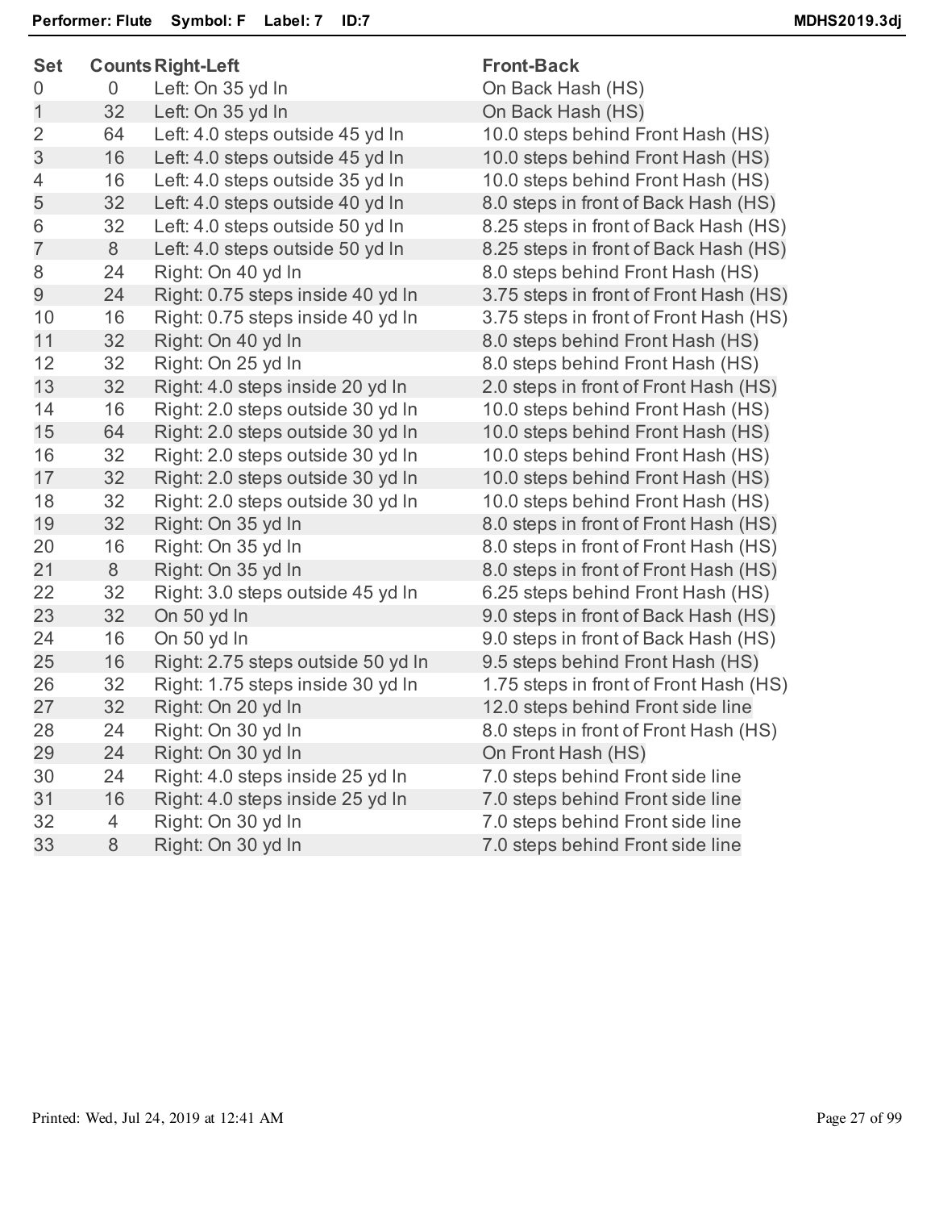**Performer: Flute    Symbol: F    Label: 7    ID:7**    **MDHS2019.3dj**

| Set | Counts | Right-Left | Front-Back |
|---|---|---|---|
| 0 | 0 | Left: On 35 yd ln | On Back Hash (HS) |
| 1 | 32 | Left: On 35 yd ln | On Back Hash (HS) |
| 2 | 64 | Left: 4.0 steps outside 45 yd ln | 10.0 steps behind Front Hash (HS) |
| 3 | 16 | Left: 4.0 steps outside 45 yd ln | 10.0 steps behind Front Hash (HS) |
| 4 | 16 | Left: 4.0 steps outside 35 yd ln | 10.0 steps behind Front Hash (HS) |
| 5 | 32 | Left: 4.0 steps outside 40 yd ln | 8.0 steps in front of Back Hash (HS) |
| 6 | 32 | Left: 4.0 steps outside 50 yd ln | 8.25 steps in front of Back Hash (HS) |
| 7 | 8 | Left: 4.0 steps outside 50 yd ln | 8.25 steps in front of Back Hash (HS) |
| 8 | 24 | Right: On 40 yd ln | 8.0 steps behind Front Hash (HS) |
| 9 | 24 | Right: 0.75 steps inside 40 yd ln | 3.75 steps in front of Front Hash (HS) |
| 10 | 16 | Right: 0.75 steps inside 40 yd ln | 3.75 steps in front of Front Hash (HS) |
| 11 | 32 | Right: On 40 yd ln | 8.0 steps behind Front Hash (HS) |
| 12 | 32 | Right: On 25 yd ln | 8.0 steps behind Front Hash (HS) |
| 13 | 32 | Right: 4.0 steps inside 20 yd ln | 2.0 steps in front of Front Hash (HS) |
| 14 | 16 | Right: 2.0 steps outside 30 yd ln | 10.0 steps behind Front Hash (HS) |
| 15 | 64 | Right: 2.0 steps outside 30 yd ln | 10.0 steps behind Front Hash (HS) |
| 16 | 32 | Right: 2.0 steps outside 30 yd ln | 10.0 steps behind Front Hash (HS) |
| 17 | 32 | Right: 2.0 steps outside 30 yd ln | 10.0 steps behind Front Hash (HS) |
| 18 | 32 | Right: 2.0 steps outside 30 yd ln | 10.0 steps behind Front Hash (HS) |
| 19 | 32 | Right: On 35 yd ln | 8.0 steps in front of Front Hash (HS) |
| 20 | 16 | Right: On 35 yd ln | 8.0 steps in front of Front Hash (HS) |
| 21 | 8 | Right: On 35 yd ln | 8.0 steps in front of Front Hash (HS) |
| 22 | 32 | Right: 3.0 steps outside 45 yd ln | 6.25 steps behind Front Hash (HS) |
| 23 | 32 | On 50 yd ln | 9.0 steps in front of Back Hash (HS) |
| 24 | 16 | On 50 yd ln | 9.0 steps in front of Back Hash (HS) |
| 25 | 16 | Right: 2.75 steps outside 50 yd ln | 9.5 steps behind Front Hash (HS) |
| 26 | 32 | Right: 1.75 steps inside 30 yd ln | 1.75 steps in front of Front Hash (HS) |
| 27 | 32 | Right: On 20 yd ln | 12.0 steps behind Front side line |
| 28 | 24 | Right: On 30 yd ln | 8.0 steps in front of Front Hash (HS) |
| 29 | 24 | Right: On 30 yd ln | On Front Hash (HS) |
| 30 | 24 | Right: 4.0 steps inside 25 yd ln | 7.0 steps behind Front side line |
| 31 | 16 | Right: 4.0 steps inside 25 yd ln | 7.0 steps behind Front side line |
| 32 | 4 | Right: On 30 yd ln | 7.0 steps behind Front side line |
| 33 | 8 | Right: On 30 yd ln | 7.0 steps behind Front side line |

Printed: Wed, Jul 24, 2019 at 12:41 AM